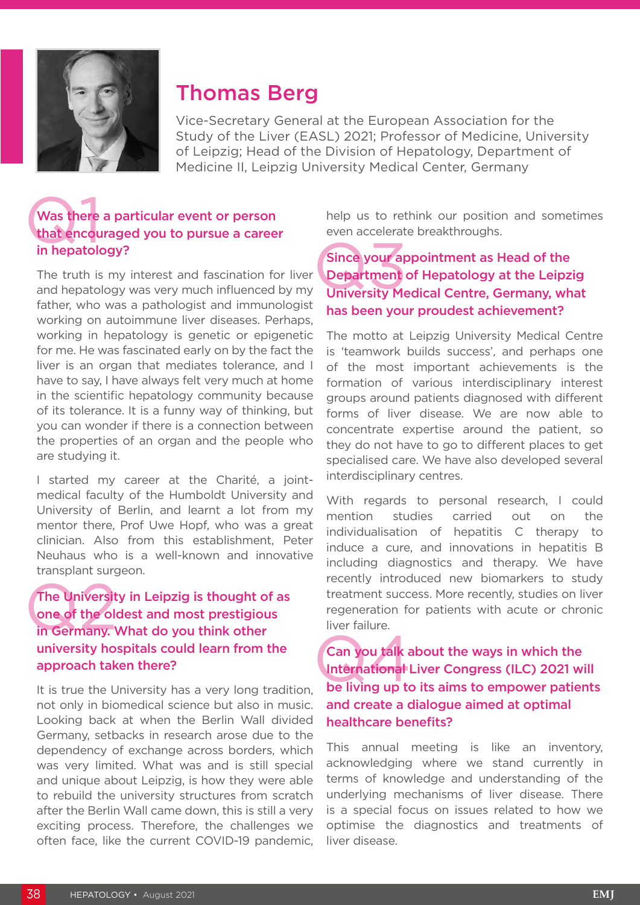# Thomas Berg

Vice-Secretary General at the European Association for the Study of the Liver (EASL) 2021; Professor of Medicine, University of Leipzig; Head of the Division of Hepatology, Department of Medicine II, Leipzig University Medical Center, Germany

### Q1 Was there a particular event or person that encouraged you to pursue a career in hepatology?

The truth is my interest and fascination for liver and hepatology was very much influenced by my father, who was a pathologist and immunologist working on autoimmune liver diseases. Perhaps, working in hepatology is genetic or epigenetic for me. He was fascinated early on by the fact the liver is an organ that mediates tolerance, and I have to say, I have always felt very much at home in the scientific hepatology community because of its tolerance. It is a funny way of thinking, but you can wonder if there is a connection between the properties of an organ and the people who are studying it.

I started my career at the Charité, a joint-medical faculty of the Humboldt University and University of Berlin, and learnt a lot from my mentor there, Prof Uwe Hopf, who was a great clinician. Also from this establishment, Peter Neuhaus who is a well-known and innovative transplant surgeon.

### Q2 The University in Leipzig is thought of as one of the oldest and most prestigious in Germany. What do you think other university hospitals could learn from the approach taken there?

It is true the University has a very long tradition, not only in biomedical science but also in music. Looking back at when the Berlin Wall divided Germany, setbacks in research arose due to the dependency of exchange across borders, which was very limited. What was and is still special and unique about Leipzig, is how they were able to rebuild the university structures from scratch after the Berlin Wall came down, this is still a very exciting process. Therefore, the challenges we often face, like the current COVID-19 pandemic, help us to rethink our position and sometimes even accelerate breakthroughs.

### Q3 Since your appointment as Head of the Department of Hepatology at the Leipzig University Medical Centre, Germany, what has been your proudest achievement?

The motto at Leipzig University Medical Centre is 'teamwork builds success', and perhaps one of the most important achievements is the formation of various interdisciplinary interest groups around patients diagnosed with different forms of liver disease. We are now able to concentrate expertise around the patient, so they do not have to go to different places to get specialised care. We have also developed several interdisciplinary centres.

With regards to personal research, I could mention studies carried out on the individualisation of hepatitis C therapy to induce a cure, and innovations in hepatitis B including diagnostics and therapy. We have recently introduced new biomarkers to study treatment success. More recently, studies on liver regeneration for patients with acute or chronic liver failure.

### Q4 Can you talk about the ways in which the International Liver Congress (ILC) 2021 will be living up to its aims to empower patients and create a dialogue aimed at optimal healthcare benefits?

This annual meeting is like an inventory, acknowledging where we stand currently in terms of knowledge and understanding of the underlying mechanisms of liver disease. There is a special focus on issues related to how we optimise the diagnostics and treatments of liver disease.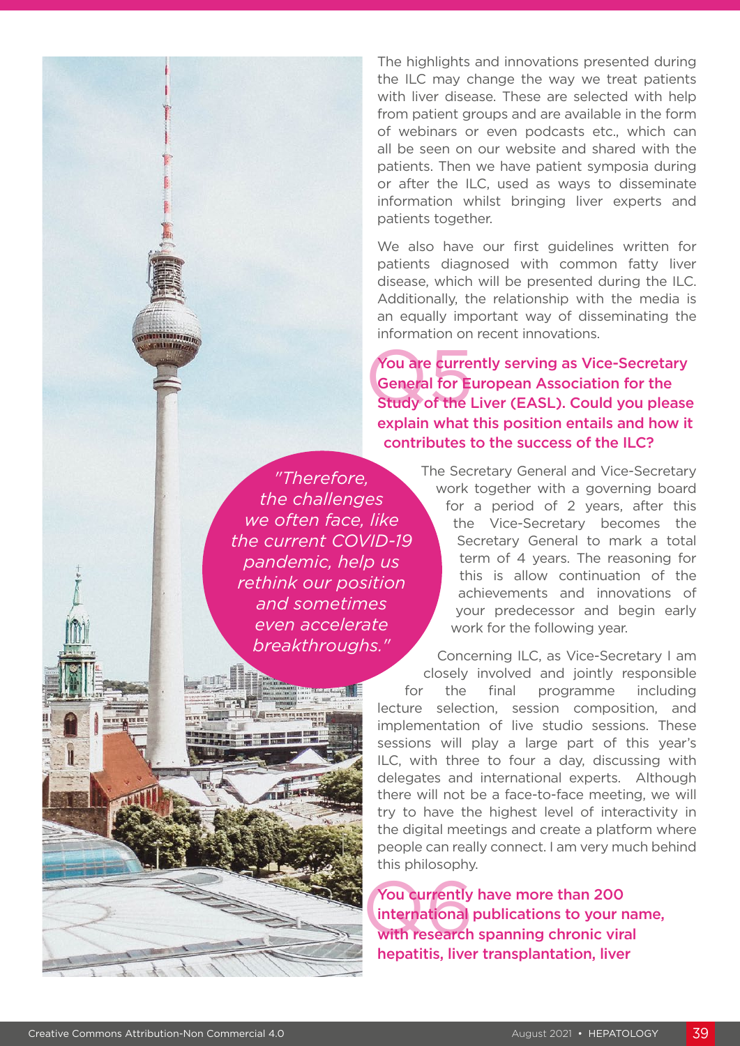The highlights and innovations presented during the ILC may change the way we treat patients with liver disease. These are selected with help from patient groups and are available in the form of webinars or even podcasts etc., which can all be seen on our website and shared with the patients. Then we have patient symposia during or after the ILC, used as ways to disseminate information whilst bringing liver experts and patients together.

We also have our first guidelines written for patients diagnosed with common fatty liver disease, which will be presented during the ILC. Additionally, the relationship with the media is an equally important way of disseminating the information on recent innovations.

### Q5 You are currently serving as Vice-Secretary General for European Association for the Study of the Liver (EASL). Could you please explain what this position entails and how it contributes to the success of the ILC?

> *"Therefore, the challenges we often face, like the current COVID-19 pandemic, help us rethink our position and sometimes even accelerate breakthroughs."*

The Secretary General and Vice-Secretary work together with a governing board for a period of 2 years, after this the Vice-Secretary becomes the Secretary General to mark a total term of 4 years. The reasoning for this is allow continuation of the achievements and innovations of your predecessor and begin early work for the following year.

Concerning ILC, as Vice-Secretary I am closely involved and jointly responsible for the final programme including lecture selection, session composition, and implementation of live studio sessions. These sessions will play a large part of this year's ILC, with three to four a day, discussing with delegates and international experts. Although there will not be a face-to-face meeting, we will try to have the highest level of interactivity in the digital meetings and create a platform where people can really connect. I am very much behind this philosophy.

### Q6 You currently have more than 200 international publications to your name, with research spanning chronic viral hepatitis, liver transplantation, liver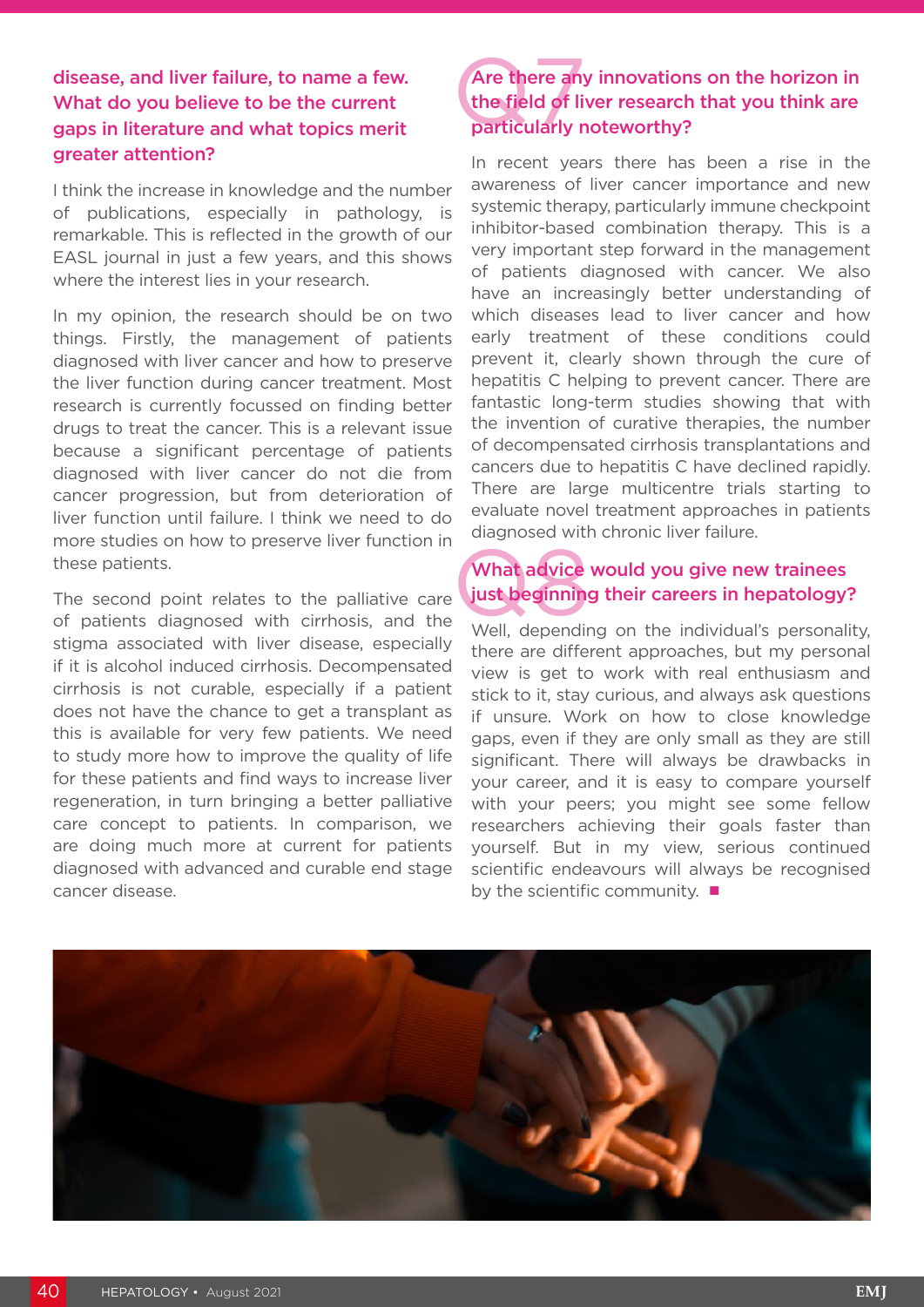**disease, and liver failure, to name a few. What do you believe to be the current gaps in literature and what topics merit greater attention?**

I think the increase in knowledge and the number of publications, especially in pathology, is remarkable. This is reflected in the growth of our EASL journal in just a few years, and this shows where the interest lies in your research.

In my opinion, the research should be on two things. Firstly, the management of patients diagnosed with liver cancer and how to preserve the liver function during cancer treatment. Most research is currently focussed on finding better drugs to treat the cancer. This is a relevant issue because a significant percentage of patients diagnosed with liver cancer do not die from cancer progression, but from deterioration of liver function until failure. I think we need to do more studies on how to preserve liver function in these patients.

The second point relates to the palliative care of patients diagnosed with cirrhosis, and the stigma associated with liver disease, especially if it is alcohol induced cirrhosis. Decompensated cirrhosis is not curable, especially if a patient does not have the chance to get a transplant as this is available for very few patients. We need to study more how to improve the quality of life for these patients and find ways to increase liver regeneration, in turn bringing a better palliative care concept to patients. In comparison, we are doing much more at current for patients diagnosed with advanced and curable end stage cancer disease.

## Q7 Are there any innovations on the horizon in the field of liver research that you think are particularly noteworthy?

In recent years there has been a rise in the awareness of liver cancer importance and new systemic therapy, particularly immune checkpoint inhibitor-based combination therapy. This is a very important step forward in the management of patients diagnosed with cancer. We also have an increasingly better understanding of which diseases lead to liver cancer and how early treatment of these conditions could prevent it, clearly shown through the cure of hepatitis C helping to prevent cancer. There are fantastic long-term studies showing that with the invention of curative therapies, the number of decompensated cirrhosis transplantations and cancers due to hepatitis C have declined rapidly. There are large multicentre trials starting to evaluate novel treatment approaches in patients diagnosed with chronic liver failure.

## Q8 What advice would you give new trainees just beginning their careers in hepatology?

Well, depending on the individual's personality, there are different approaches, but my personal view is get to work with real enthusiasm and stick to it, stay curious, and always ask questions if unsure. Work on how to close knowledge gaps, even if they are only small as they are still significant. There will always be drawbacks in your career, and it is easy to compare yourself with your peers; you might see some fellow researchers achieving their goals faster than yourself. But in my view, serious continued scientific endeavours will always be recognised by the scientific community. ■